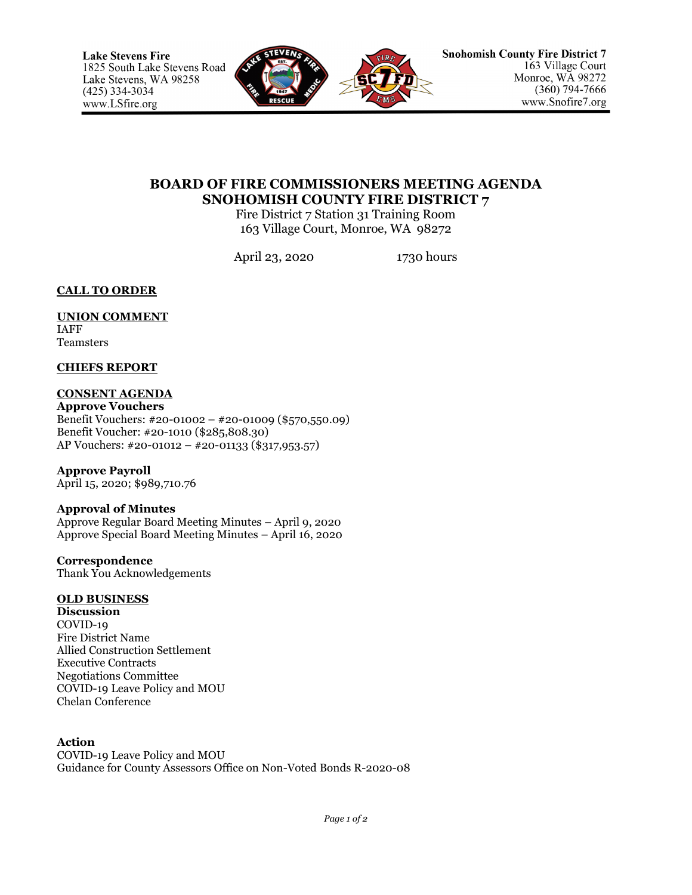**Lake Stevens Fire**
1825 South Lake Stevens Road
Lake Stevens, WA 98258
(425) 334-3034
www.LSfire.org

**Snohomish County Fire District 7**
163 Village Court
Monroe, WA 98272
(360) 794-7666
www.Snofire7.org

# BOARD OF FIRE COMMISSIONERS MEETING AGENDA
# SNOHOMISH COUNTY FIRE DISTRICT 7

Fire District 7 Station 31 Training Room
163 Village Court, Monroe, WA 98272

April 23, 2020 1730 hours

## CALL TO ORDER

## UNION COMMENT

IAFF
Teamsters

## CHIEFS REPORT

## CONSENT AGENDA

**Approve Vouchers**
Benefit Vouchers: #20-01002 – #20-01009 ($570,550.09)
Benefit Voucher: #20-1010 ($285,808.30)
AP Vouchers: #20-01012 – #20-01133 ($317,953.57)

**Approve Payroll**
April 15, 2020; $989,710.76

**Approval of Minutes**
Approve Regular Board Meeting Minutes – April 9, 2020
Approve Special Board Meeting Minutes – April 16, 2020

**Correspondence**
Thank You Acknowledgements

## OLD BUSINESS

**Discussion**
COVID-19
Fire District Name
Allied Construction Settlement
Executive Contracts
Negotiations Committee
COVID-19 Leave Policy and MOU
Chelan Conference

**Action**
COVID-19 Leave Policy and MOU
Guidance for County Assessors Office on Non-Voted Bonds R-2020-08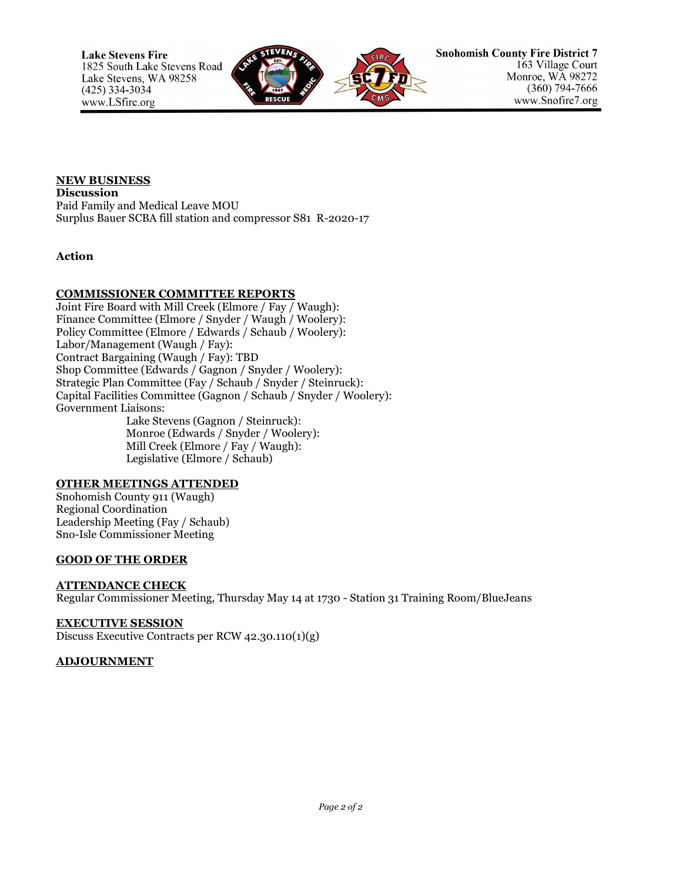# NEW BUSINESS

**Discussion**

Paid Family and Medical Leave MOU
Surplus Bauer SCBA fill station and compressor S81 R-2020-17

**Action**

# COMMISSIONER COMMITTEE REPORTS

Joint Fire Board with Mill Creek (Elmore / Fay / Waugh):
Finance Committee (Elmore / Snyder / Waugh / Woolery):
Policy Committee (Elmore / Edwards / Schaub / Woolery):
Labor/Management (Waugh / Fay):
Contract Bargaining (Waugh / Fay): TBD
Shop Committee (Edwards / Gagnon / Snyder / Woolery):
Strategic Plan Committee (Fay / Schaub / Snyder / Steinruck):
Capital Facilities Committee (Gagnon / Schaub / Snyder / Woolery):
Government Liaisons:

- Lake Stevens (Gagnon / Steinruck):
- Monroe (Edwards / Snyder / Woolery):
- Mill Creek (Elmore / Fay / Waugh):
- Legislative (Elmore / Schaub)

# OTHER MEETINGS ATTENDED

Snohomish County 911 (Waugh)
Regional Coordination
Leadership Meeting (Fay / Schaub)
Sno-Isle Commissioner Meeting

# GOOD OF THE ORDER

# ATTENDANCE CHECK

Regular Commissioner Meeting, Thursday May 14 at 1730 - Station 31 Training Room/BlueJeans

# EXECUTIVE SESSION

Discuss Executive Contracts per RCW 42.30.110(1)(g)

# ADJOURNMENT